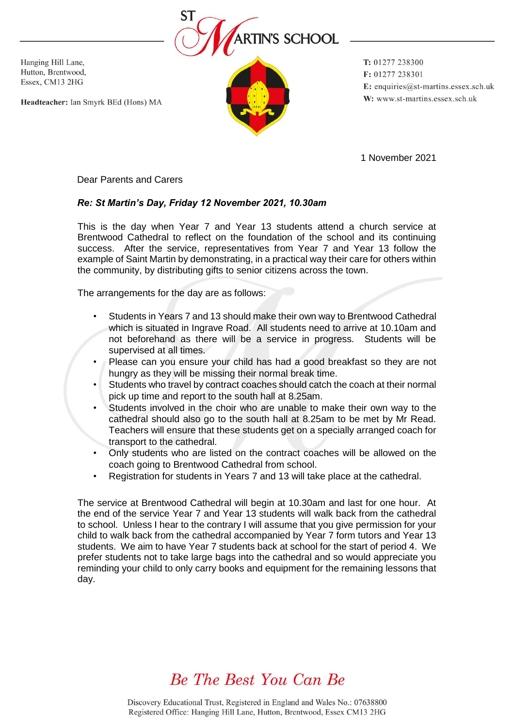# ST MARTIN'S SCHOOL

Hanging Hill Lane,
Hutton, Brentwood,
Essex, CM13 2HG

**Headteacher:** Ian Smyrk BEd (Hons) MA

**T:** 01277 238300
**F:** 01277 238301
**E:** enquiries@st-martins.essex.sch.uk
**W:** www.st-martins.essex.sch.uk

1 November 2021

Dear Parents and Carers

***Re: St Martin's Day, Friday 12 November 2021, 10.30am***

This is the day when Year 7 and Year 13 students attend a church service at Brentwood Cathedral to reflect on the foundation of the school and its continuing success. After the service, representatives from Year 7 and Year 13 follow the example of Saint Martin by demonstrating, in a practical way their care for others within the community, by distributing gifts to senior citizens across the town.

The arrangements for the day are as follows:

- Students in Years 7 and 13 should make their own way to Brentwood Cathedral which is situated in Ingrave Road. All students need to arrive at 10.10am and not beforehand as there will be a service in progress. Students will be supervised at all times.
- Please can you ensure your child has had a good breakfast so they are not hungry as they will be missing their normal break time.
- Students who travel by contract coaches should catch the coach at their normal pick up time and report to the south hall at 8.25am.
- Students involved in the choir who are unable to make their own way to the cathedral should also go to the south hall at 8.25am to be met by Mr Read. Teachers will ensure that these students get on a specially arranged coach for transport to the cathedral.
- Only students who are listed on the contract coaches will be allowed on the coach going to Brentwood Cathedral from school.
- Registration for students in Years 7 and 13 will take place at the cathedral.

The service at Brentwood Cathedral will begin at 10.30am and last for one hour. At the end of the service Year 7 and Year 13 students will walk back from the cathedral to school. Unless I hear to the contrary I will assume that you give permission for your child to walk back from the cathedral accompanied by Year 7 form tutors and Year 13 students. We aim to have Year 7 students back at school for the start of period 4. We prefer students not to take large bags into the cathedral and so would appreciate you reminding your child to only carry books and equipment for the remaining lessons that day.

*Be The Best You Can Be*

Discovery Educational Trust, Registered in England and Wales No.: 07638800
Registered Office: Hanging Hill Lane, Hutton, Brentwood, Essex CM13 2HG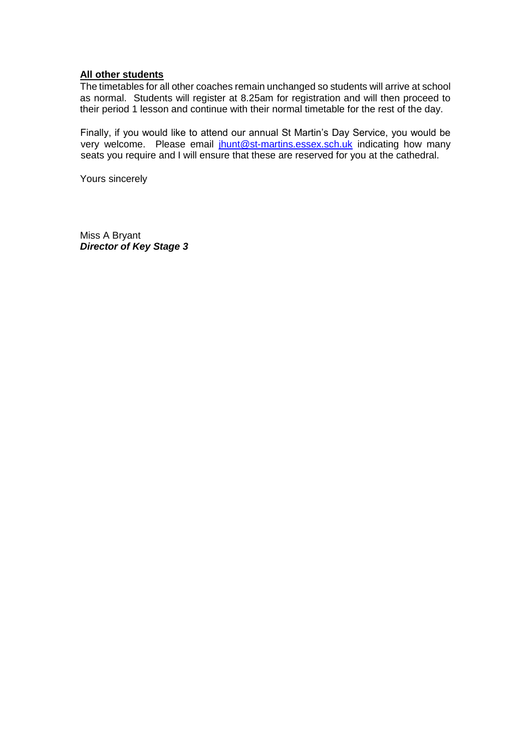**All other students**

The timetables for all other coaches remain unchanged so students will arrive at school as normal. Students will register at 8.25am for registration and will then proceed to their period 1 lesson and continue with their normal timetable for the rest of the day.

Finally, if you would like to attend our annual St Martin's Day Service, you would be very welcome. Please email jhunt@st-martins.essex.sch.uk indicating how many seats you require and I will ensure that these are reserved for you at the cathedral.

Yours sincerely

Miss A Bryant
***Director of Key Stage 3***